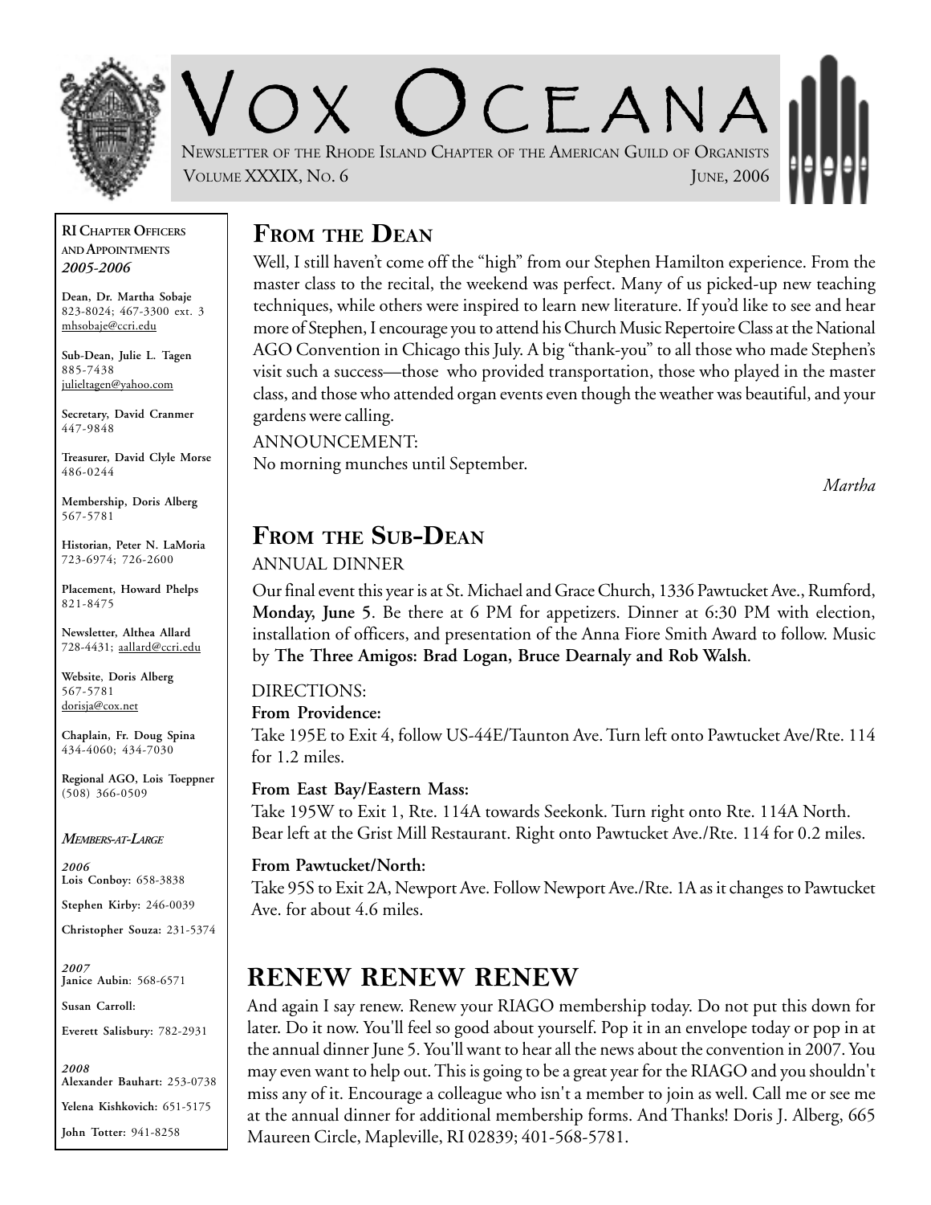# VOX OCEANA

NEWSLETTER OF THE RHODE ISLAND CHAPTER OF THE AMERICAN GUILD OF ORGANISTS

VOLUME XXXIX, NO. 6 — JUNE, 2006

**RI CHAPTER OFFICERS AND APPOINTMENTS**
***2005-2006***

**Dean, Dr. Martha Sobaje**
823-8024; 467-3300 ext. 3
mhsobaje@ccri.edu

**Sub-Dean, Julie L. Tagen**
885-7438
julieltagen@yahoo.com

**Secretary, David Cranmer**
447-9848

**Treasurer, David Clyle Morse**
486-0244

**Membership, Doris Alberg**
567-5781

**Historian, Peter N. LaMoria**
723-6974; 726-2600

**Placement, Howard Phelps**
821-8475

**Newsletter, Althea Allard**
728-4431; aallard@ccri.edu

**Website, Doris Alberg**
567-5781
dorisja@cox.net

**Chaplain, Fr. Doug Spina**
434-4060; 434-7030

**Regional AGO, Lois Toeppner**
(508) 366-0509

***MEMBERS-AT-LARGE***

***2006***
**Lois Conboy:** 658-3838
**Stephen Kirby:** 246-0039
**Christopher Souza:** 231-5374

***2007***
**Janice Aubin**: 568-6571
**Susan Carroll:**
**Everett Salisbury:** 782-2931

***2008***
**Alexander Bauhart:** 253-0738
**Yelena Kishkovich:** 651-5175
**John Totter:** 941-8258

## FROM THE DEAN

Well, I still haven't come off the "high" from our Stephen Hamilton experience. From the master class to the recital, the weekend was perfect. Many of us picked-up new teaching techniques, while others were inspired to learn new literature. If you'd like to see and hear more of Stephen, I encourage you to attend his Church Music Repertoire Class at the National AGO Convention in Chicago this July. A big "thank-you" to all those who made Stephen's visit such a success—those who provided transportation, those who played in the master class, and those who attended organ events even though the weather was beautiful, and your gardens were calling.

ANNOUNCEMENT:
No morning munches until September.

*Martha*

## FROM THE SUB-DEAN

ANNUAL DINNER

Our final event this year is at St. Michael and Grace Church, 1336 Pawtucket Ave., Rumford, **Monday, June 5**. Be there at 6 PM for appetizers. Dinner at 6:30 PM with election, installation of officers, and presentation of the Anna Fiore Smith Award to follow. Music by **The Three Amigos: Brad Logan, Bruce Dearnaly and Rob Walsh**.

DIRECTIONS:

**From Providence:**
Take 195E to Exit 4, follow US-44E/Taunton Ave. Turn left onto Pawtucket Ave/Rte. 114 for 1.2 miles.

**From East Bay/Eastern Mass:**
Take 195W to Exit 1, Rte. 114A towards Seekonk. Turn right onto Rte. 114A North. Bear left at the Grist Mill Restaurant. Right onto Pawtucket Ave./Rte. 114 for 0.2 miles.

**From Pawtucket/North:**
Take 95S to Exit 2A, Newport Ave. Follow Newport Ave./Rte. 1A as it changes to Pawtucket Ave. for about 4.6 miles.

## RENEW RENEW RENEW

And again I say renew. Renew your RIAGO membership today. Do not put this down for later. Do it now. You'll feel so good about yourself. Pop it in an envelope today or pop in at the annual dinner June 5. You'll want to hear all the news about the convention in 2007. You may even want to help out. This is going to be a great year for the RIAGO and you shouldn't miss any of it. Encourage a colleague who isn't a member to join as well. Call me or see me at the annual dinner for additional membership forms. And Thanks! Doris J. Alberg, 665 Maureen Circle, Mapleville, RI 02839; 401-568-5781.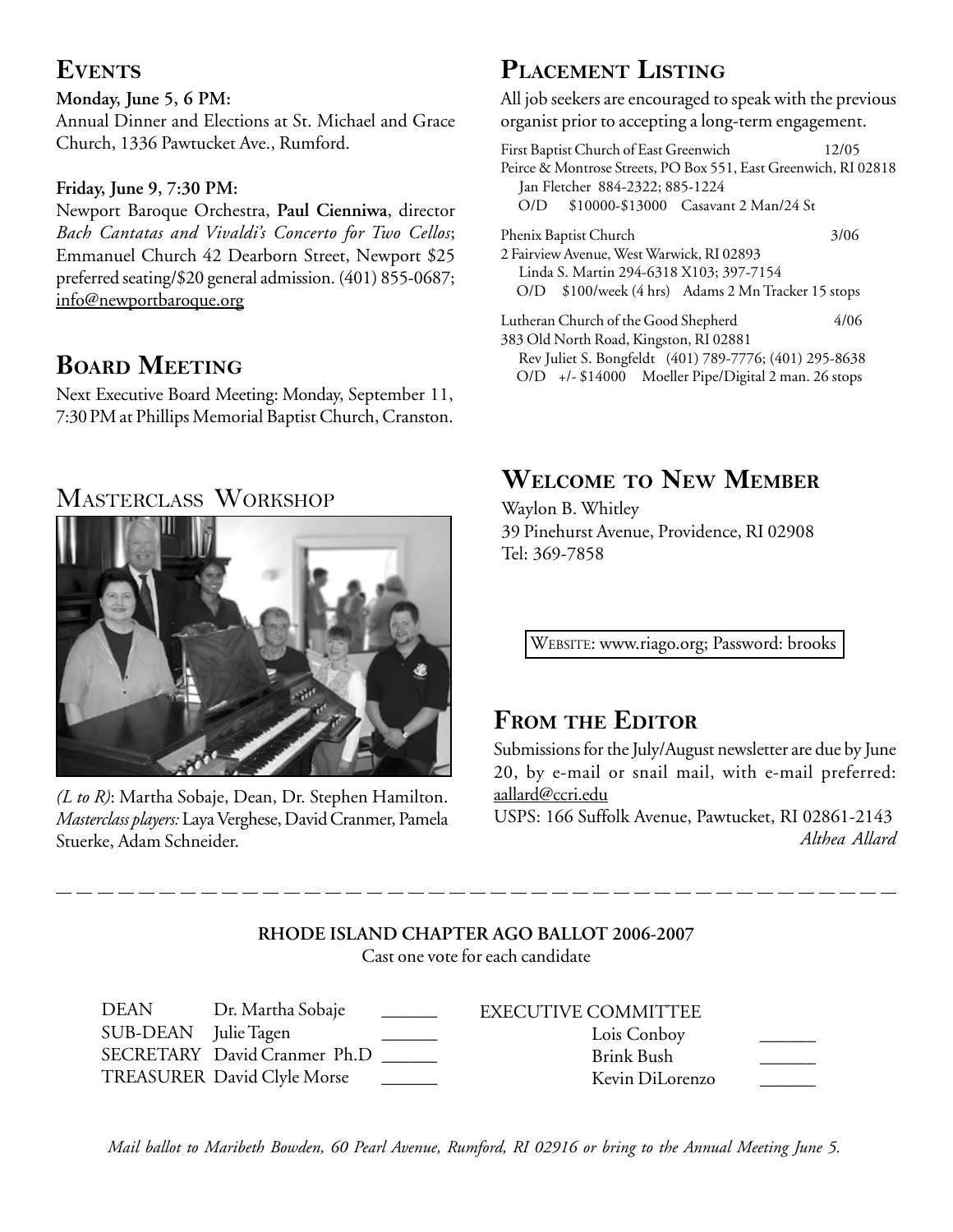## Events

**Monday, June 5, 6 PM:**
Annual Dinner and Elections at St. Michael and Grace Church, 1336 Pawtucket Ave., Rumford.

**Friday, June 9, 7:30 PM:**
Newport Baroque Orchestra, **Paul Cienniwa**, director
*Bach Cantatas and Vivaldi's Concerto for Two Cellos*; Emmanuel Church 42 Dearborn Street, Newport $25 preferred seating/$20 general admission. (401) 855-0687; info@newportbaroque.org

## Board Meeting

Next Executive Board Meeting: Monday, September 11, 7:30 PM at Phillips Memorial Baptist Church, Cranston.

## Masterclass Workshop

*(L to R)*: Martha Sobaje, Dean, Dr. Stephen Hamilton. *Masterclass players:* Laya Verghese, David Cranmer, Pamela Stuerke, Adam Schneider.

## Placement Listing

All job seekers are encouraged to speak with the previous organist prior to accepting a long-term engagement.

First Baptist Church of East Greenwich 12/05
Peirce & Montrose Streets, PO Box 551, East Greenwich, RI 02818
Jan Fletcher 884-2322; 885-1224
O/D $10000-$13000 Casavant 2 Man/24 St

Phenix Baptist Church 3/06
2 Fairview Avenue, West Warwick, RI 02893
Linda S. Martin 294-6318 X103; 397-7154
O/D $100/week (4 hrs) Adams 2 Mn Tracker 15 stops

Lutheran Church of the Good Shepherd 4/06
383 Old North Road, Kingston, RI 02881
Rev Juliet S. Bongfeldt (401) 789-7776; (401) 295-8638
O/D +/- $14000 Moeller Pipe/Digital 2 man. 26 stops

## Welcome to New Member

Waylon B. Whitley
39 Pinehurst Avenue, Providence, RI 02908
Tel: 369-7858

WEBSITE: www.riago.org; Password: brooks

## From the Editor

Submissions for the July/August newsletter are due by June 20, by e-mail or snail mail, with e-mail preferred: aallard@ccri.edu
USPS: 166 Suffolk Avenue, Pawtucket, RI 02861-2143

*Althea Allard*

---

**RHODE ISLAND CHAPTER AGO BALLOT 2006-2007**

Cast one vote for each candidate

| | | |
|---|---|---|
| DEAN | Dr. Martha Sobaje | ______ |
| SUB-DEAN | Julie Tagen | ______ |
| SECRETARY | David Cranmer Ph.D | ______ |
| TREASURER | David Clyle Morse | ______ |

EXECUTIVE COMMITTEE

| | |
|---|---|
| Lois Conboy | ______ |
| Brink Bush | ______ |
| Kevin DiLorenzo | ______ |

*Mail ballot to Maribeth Bowden, 60 Pearl Avenue, Rumford, RI 02916 or bring to the Annual Meeting June 5.*